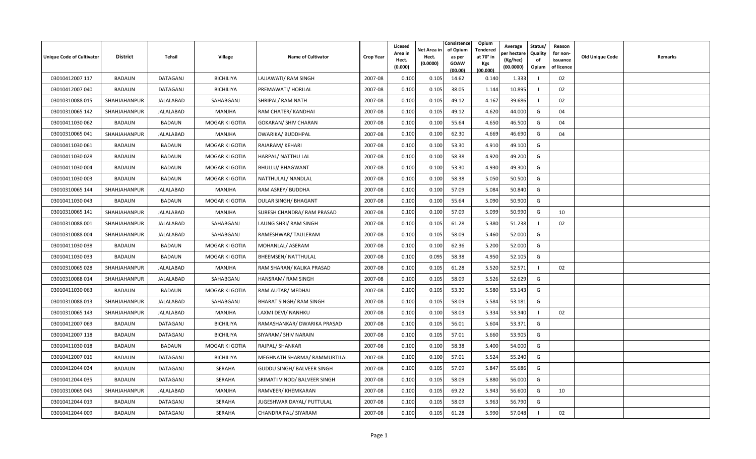| Unique Code of Cultivator | District | Tehsil | Village | Name of Cultivator | Crop Year | Licesed Area in Hect. (0.000) | Net Area in Hect. (0.0000) | Consistence of Opium as per GOAW (00.00) | Opium Tendered at 70° in Kgs (00.000) | Average per hectare (Kg/hec) (00.0000) | Status/ Quality of Opium | Reason for non-issuance of licence | Old Unique Code | Remarks |
|---|---|---|---|---|---|---|---|---|---|---|---|---|---|---|
| 03010412007 117 | BADAUN | DATAGANJ | BICHILIYA | LAJJAWATI/ RAM SINGH | 2007-08 | 0.100 | 0.105 | 14.62 | 0.140 | 1.333 | I | 02 | | |
| 03010412007 040 | BADAUN | DATAGANJ | BICHILIYA | PREMAWATI/ HORILAL | 2007-08 | 0.100 | 0.105 | 38.05 | 1.144 | 10.895 | I | 02 | | |
| 03010310088 015 | SHAHJAHANPUR | JALALABAD | SAHABGANJ | SHRIPAL/ RAM NATH | 2007-08 | 0.100 | 0.105 | 49.12 | 4.167 | 39.686 | I | 02 | | |
| 03010310065 142 | SHAHJAHANPUR | JALALABAD | MANJHA | RAM CHATER/ KANDHAI | 2007-08 | 0.100 | 0.105 | 49.12 | 4.620 | 44.000 | G | 04 | | |
| 03010411030 062 | BADAUN | BADAUN | MOGAR KI GOTIA | GOKARAN/ SHIV CHARAN | 2007-08 | 0.100 | 0.100 | 55.64 | 4.650 | 46.500 | G | 04 | | |
| 03010310065 041 | SHAHJAHANPUR | JALALABAD | MANJHA | DWARIKA/ BUDDHPAL | 2007-08 | 0.100 | 0.100 | 62.30 | 4.669 | 46.690 | G | 04 | | |
| 03010411030 061 | BADAUN | BADAUN | MOGAR KI GOTIA | RAJARAM/ KEHARI | 2007-08 | 0.100 | 0.100 | 53.30 | 4.910 | 49.100 | G | | | |
| 03010411030 028 | BADAUN | BADAUN | MOGAR KI GOTIA | HARPAL/ NATTHU LAL | 2007-08 | 0.100 | 0.100 | 58.38 | 4.920 | 49.200 | G | | | |
| 03010411030 004 | BADAUN | BADAUN | MOGAR KI GOTIA | BHULLU/ BHAGWANT | 2007-08 | 0.100 | 0.100 | 53.30 | 4.930 | 49.300 | G | | | |
| 03010411030 003 | BADAUN | BADAUN | MOGAR KI GOTIA | NATTHULAL/ NANDLAL | 2007-08 | 0.100 | 0.100 | 58.38 | 5.050 | 50.500 | G | | | |
| 03010310065 144 | SHAHJAHANPUR | JALALABAD | MANJHA | RAM ASREY/ BUDDHA | 2007-08 | 0.100 | 0.100 | 57.09 | 5.084 | 50.840 | G | | | |
| 03010411030 043 | BADAUN | BADAUN | MOGAR KI GOTIA | DULAR SINGH/ BHAGANT | 2007-08 | 0.100 | 0.100 | 55.64 | 5.090 | 50.900 | G | | | |
| 03010310065 141 | SHAHJAHANPUR | JALALABAD | MANJHA | SURESH CHANDRA/ RAM PRASAD | 2007-08 | 0.100 | 0.100 | 57.09 | 5.099 | 50.990 | G | 10 | | |
| 03010310088 001 | SHAHJAHANPUR | JALALABAD | SAHABGANJ | LAUNG SHRI/ RAM SINGH | 2007-08 | 0.100 | 0.105 | 61.28 | 5.380 | 51.238 | I | 02 | | |
| 03010310088 004 | SHAHJAHANPUR | JALALABAD | SAHABGANJ | RAMESHWAR/ TAULERAM | 2007-08 | 0.100 | 0.105 | 58.09 | 5.460 | 52.000 | G | | | |
| 03010411030 038 | BADAUN | BADAUN | MOGAR KI GOTIA | MOHANLAL/ ASERAM | 2007-08 | 0.100 | 0.100 | 62.36 | 5.200 | 52.000 | G | | | |
| 03010411030 033 | BADAUN | BADAUN | MOGAR KI GOTIA | BHEEMSEN/ NATTHULAL | 2007-08 | 0.100 | 0.095 | 58.38 | 4.950 | 52.105 | G | | | |
| 03010310065 028 | SHAHJAHANPUR | JALALABAD | MANJHA | RAM SHARAN/ KALIKA PRASAD | 2007-08 | 0.100 | 0.105 | 61.28 | 5.520 | 52.571 | I | 02 | | |
| 03010310088 014 | SHAHJAHANPUR | JALALABAD | SAHABGANJ | HANSRAM/ RAM SINGH | 2007-08 | 0.100 | 0.105 | 58.09 | 5.526 | 52.629 | G | | | |
| 03010411030 063 | BADAUN | BADAUN | MOGAR KI GOTIA | RAM AUTAR/ MEDHAI | 2007-08 | 0.100 | 0.105 | 53.30 | 5.580 | 53.143 | G | | | |
| 03010310088 013 | SHAHJAHANPUR | JALALABAD | SAHABGANJ | BHARAT SINGH/ RAM SINGH | 2007-08 | 0.100 | 0.105 | 58.09 | 5.584 | 53.181 | G | | | |
| 03010310065 143 | SHAHJAHANPUR | JALALABAD | MANJHA | LAXMI DEVI/ NANHKU | 2007-08 | 0.100 | 0.100 | 58.03 | 5.334 | 53.340 | I | 02 | | |
| 03010412007 069 | BADAUN | DATAGANJ | BICHILIYA | RAMASHANKAR/ DWARIKA PRASAD | 2007-08 | 0.100 | 0.105 | 56.01 | 5.604 | 53.371 | G | | | |
| 03010412007 118 | BADAUN | DATAGANJ | BICHILIYA | SIYARAM/ SHIV NARAIN | 2007-08 | 0.100 | 0.105 | 57.01 | 5.660 | 53.905 | G | | | |
| 03010411030 018 | BADAUN | BADAUN | MOGAR KI GOTIA | RAJPAL/ SHANKAR | 2007-08 | 0.100 | 0.100 | 58.38 | 5.400 | 54.000 | G | | | |
| 03010412007 016 | BADAUN | DATAGANJ | BICHILIYA | MEGHNATH SHARMA/ RAMMURTILAL | 2007-08 | 0.100 | 0.100 | 57.01 | 5.524 | 55.240 | G | | | |
| 03010412044 034 | BADAUN | DATAGANJ | SERAHA | GUDDU SINGH/ BALVEER SINGH | 2007-08 | 0.100 | 0.105 | 57.09 | 5.847 | 55.686 | G | | | |
| 03010412044 035 | BADAUN | DATAGANJ | SERAHA | SRIMATI VINOD/ BALVEER SINGH | 2007-08 | 0.100 | 0.105 | 58.09 | 5.880 | 56.000 | G | | | |
| 03010310065 045 | SHAHJAHANPUR | JALALABAD | MANJHA | RAMVEER/ KHEMKARAN | 2007-08 | 0.100 | 0.105 | 69.22 | 5.943 | 56.600 | G | 10 | | |
| 03010412044 019 | BADAUN | DATAGANJ | SERAHA | JUGESHWAR DAYAL/ PUTTULAL | 2007-08 | 0.100 | 0.105 | 58.09 | 5.963 | 56.790 | G | | | |
| 03010412044 009 | BADAUN | DATAGANJ | SERAHA | CHANDRA PAL/ SIYARAM | 2007-08 | 0.100 | 0.105 | 61.28 | 5.990 | 57.048 | I | 02 | | |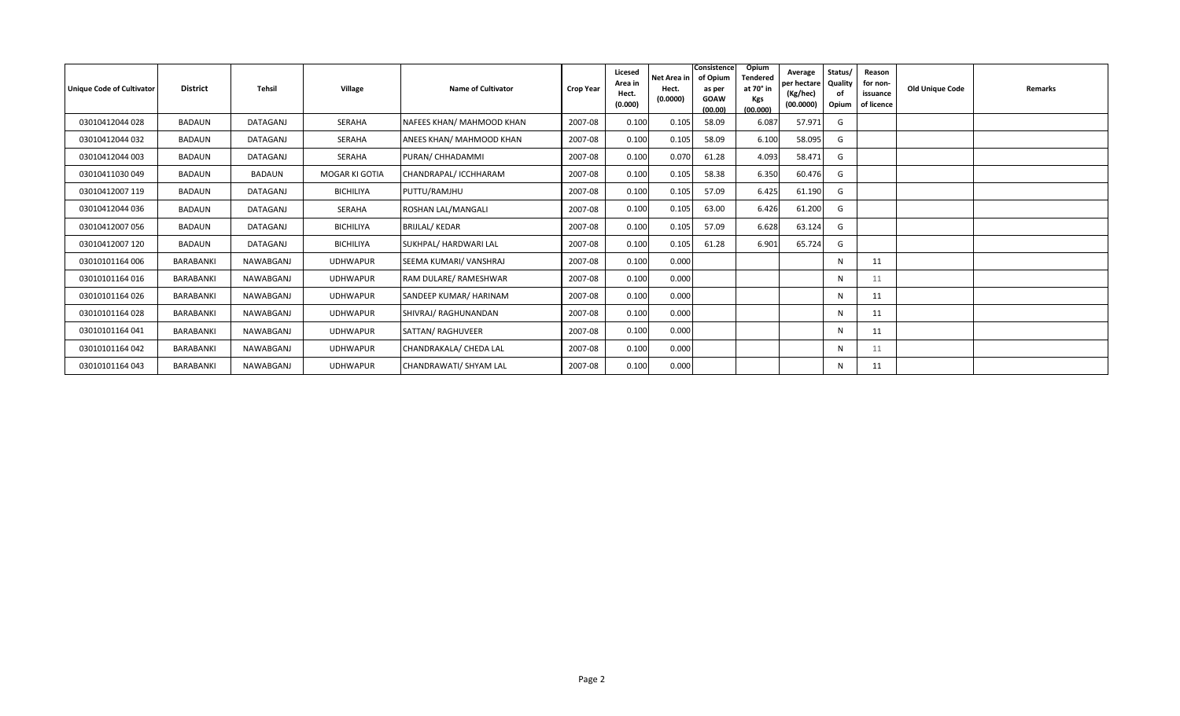| Unique Code of Cultivator | District | Tehsil | Village | Name of Cultivator | Crop Year | Licesed Area in Hect. (0.000) | Net Area in Hect. (0.0000) | Consistence of Opium as per GOAW (00.00) | Opium Tendered at 70° in Kgs (00.000) | Average per hectare (Kg/hec) (00.0000) | Status/ Quality of Opium | Reason for non-issuance of licence | Old Unique Code | Remarks |
|---|---|---|---|---|---|---|---|---|---|---|---|---|---|---|
| 03010412044 028 | BADAUN | DATAGANJ | SERAHA | NAFEES KHAN/ MAHMOOD KHAN | 2007-08 | 0.100 | 0.105 | 58.09 | 6.087 | 57.971 | G | | | |
| 03010412044 032 | BADAUN | DATAGANJ | SERAHA | ANEES KHAN/ MAHMOOD KHAN | 2007-08 | 0.100 | 0.105 | 58.09 | 6.100 | 58.095 | G | | | |
| 03010412044 003 | BADAUN | DATAGANJ | SERAHA | PURAN/ CHHADAMMI | 2007-08 | 0.100 | 0.070 | 61.28 | 4.093 | 58.471 | G | | | |
| 03010411030 049 | BADAUN | BADAUN | MOGAR KI GOTIA | CHANDRAPAL/ ICCHHARAM | 2007-08 | 0.100 | 0.105 | 58.38 | 6.350 | 60.476 | G | | | |
| 03010412007 119 | BADAUN | DATAGANJ | BICHILIYA | PUTTU/RAMJHU | 2007-08 | 0.100 | 0.105 | 57.09 | 6.425 | 61.190 | G | | | |
| 03010412044 036 | BADAUN | DATAGANJ | SERAHA | ROSHAN LAL/MANGALI | 2007-08 | 0.100 | 0.105 | 63.00 | 6.426 | 61.200 | G | | | |
| 03010412007 056 | BADAUN | DATAGANJ | BICHILIYA | BRIJLAL/ KEDAR | 2007-08 | 0.100 | 0.105 | 57.09 | 6.628 | 63.124 | G | | | |
| 03010412007 120 | BADAUN | DATAGANJ | BICHILIYA | SUKHPAL/ HARDWARI LAL | 2007-08 | 0.100 | 0.105 | 61.28 | 6.901 | 65.724 | G | | | |
| 03010101164 006 | BARABANKI | NAWABGANJ | UDHWAPUR | SEEMA KUMARI/ VANSHRAJ | 2007-08 | 0.100 | 0.000 | | | | N | 11 | | |
| 03010101164 016 | BARABANKI | NAWABGANJ | UDHWAPUR | RAM DULARE/ RAMESHWAR | 2007-08 | 0.100 | 0.000 | | | | N | 11 | | |
| 03010101164 026 | BARABANKI | NAWABGANJ | UDHWAPUR | SANDEEP KUMAR/ HARINAM | 2007-08 | 0.100 | 0.000 | | | | N | 11 | | |
| 03010101164 028 | BARABANKI | NAWABGANJ | UDHWAPUR | SHIVRAJ/ RAGHUNANDAN | 2007-08 | 0.100 | 0.000 | | | | N | 11 | | |
| 03010101164 041 | BARABANKI | NAWABGANJ | UDHWAPUR | SATTAN/ RAGHUVEER | 2007-08 | 0.100 | 0.000 | | | | N | 11 | | |
| 03010101164 042 | BARABANKI | NAWABGANJ | UDHWAPUR | CHANDRAKALA/ CHEDA LAL | 2007-08 | 0.100 | 0.000 | | | | N | 11 | | |
| 03010101164 043 | BARABANKI | NAWABGANJ | UDHWAPUR | CHANDRAWATI/ SHYAM LAL | 2007-08 | 0.100 | 0.000 | | | | N | 11 | | |